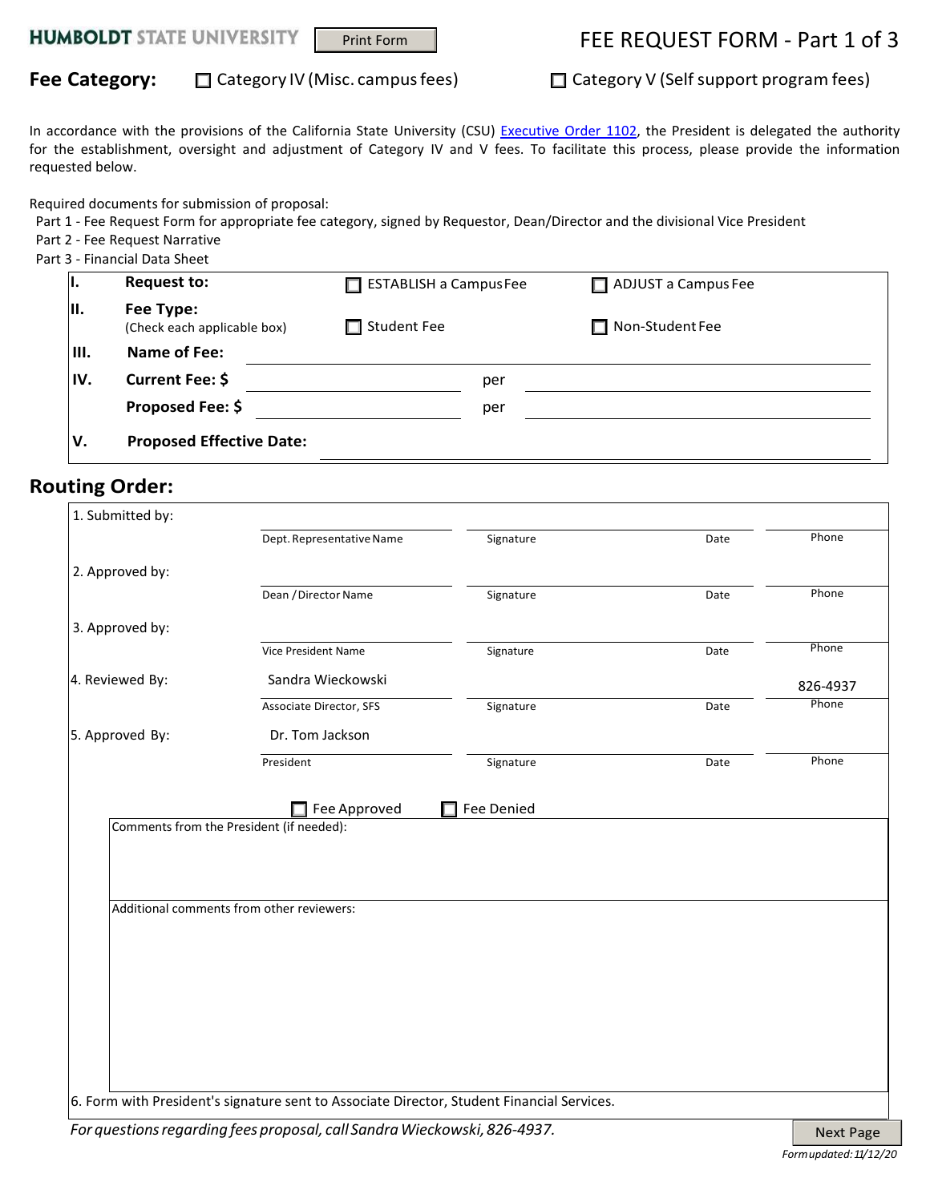**HUMBOLDT STATE UNIVERSITY** Print Form

# FEE REQUEST FORM - Part 1 of 3

**Fee Category:** ☐ Category IV (Misc. campus fees) ☐ Category V (Self support program fees)

In accordance with the provisions of the California State University (CSU) [Executive Order 1102](), the President is delegated the authority for the establishment, oversight and adjustment of Category IV and V fees. To facilitate this process, please provide the information requested below.

Required documents for submission of proposal:

- Part 1 - Fee Request Form for appropriate fee category, signed by Requestor, Dean/Director and the divisional Vice President
- Part 2 - Fee Request Narrative
- Part 3 - Financial Data Sheet

| | | | |
|---|---|---|---|
| **I.** | **Request to:** | ☐ ESTABLISH a Campus Fee | ☐ ADJUST a Campus Fee |
| **II.** | **Fee Type:** (Check each applicable box) | ☐ Student Fee | ☐ Non-Student Fee |
| **III.** | **Name of Fee:** | | |
| **IV.** | **Current Fee: $** | per | |
| | **Proposed Fee: $** | per | |
| **V.** | **Proposed Effective Date:** | | |

## Routing Order:

| | | | | |
|---|---|---|---|---|
| 1. Submitted by: | Dept. Representative Name | Signature | Date | Phone |
| 2. Approved by: | Dean / Director Name | Signature | Date | Phone |
| 3. Approved by: | Vice President Name | Signature | Date | Phone |
| 4. Reviewed By: | Sandra Wieckowski<br>Associate Director, SFS | Signature | Date | 826-4937<br>Phone |
| 5. Approved By: | Dr. Tom Jackson<br>President | Signature | Date | Phone |

☐ Fee Approved ☐ Fee Denied

Comments from the President (if needed):

Additional comments from other reviewers:

6. Form with President's signature sent to Associate Director, Student Financial Services.

*For questions regarding fees proposal, call Sandra Wieckowski, 826-4937.*

Next Page

*Form updated: 11/12/20*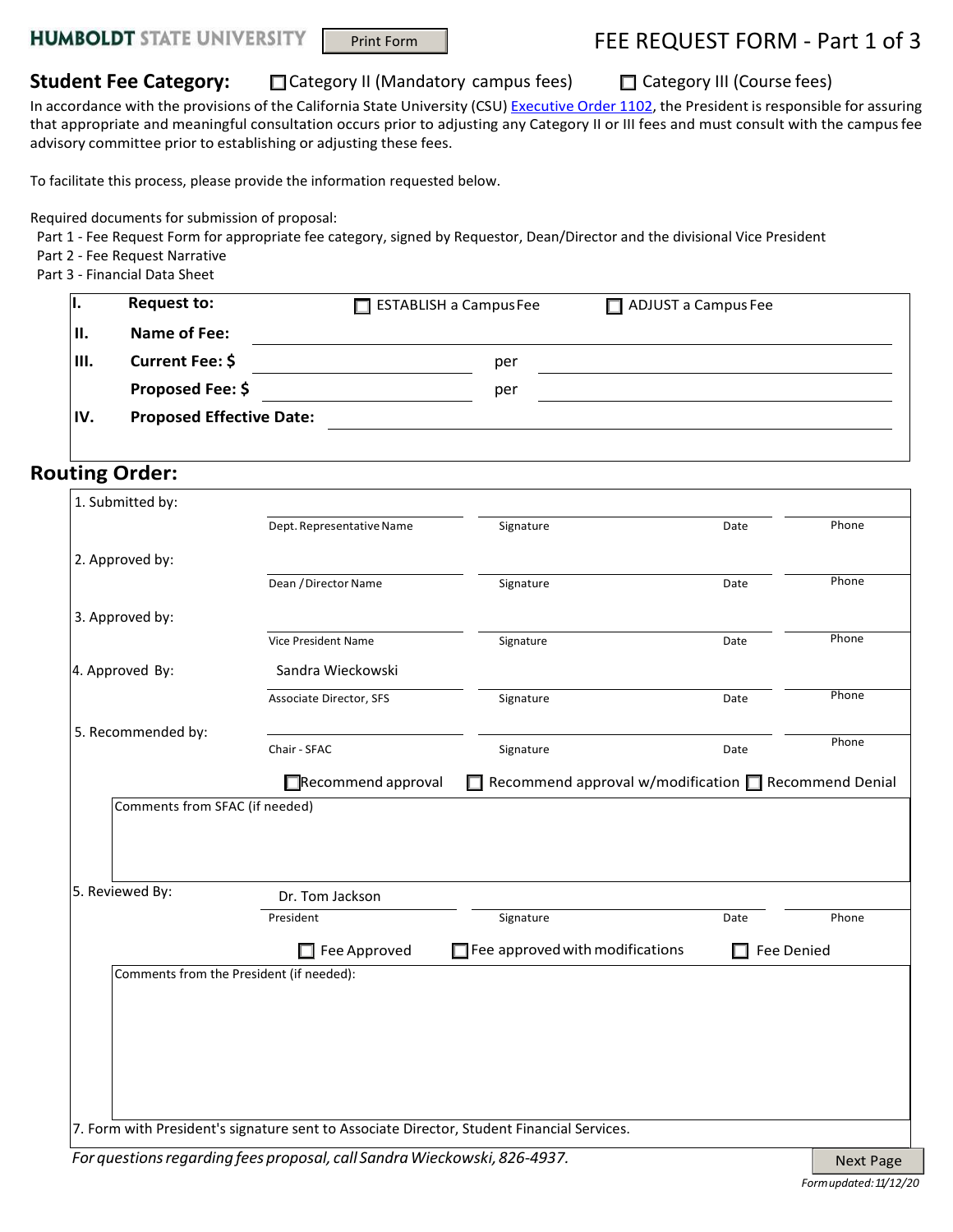**HUMBOLDT STATE UNIVERSITY** Print Form

# FEE REQUEST FORM - Part 1 of 3

## Student Fee Category: ☐ Category II (Mandatory campus fees) ☐ Category III (Course fees)

In accordance with the provisions of the California State University (CSU) Executive Order 1102, the President is responsible for assuring that appropriate and meaningful consultation occurs prior to adjusting any Category II or III fees and must consult with the campus fee advisory committee prior to establishing or adjusting these fees.

To facilitate this process, please provide the information requested below.

Required documents for submission of proposal:

- Part 1 - Fee Request Form for appropriate fee category, signed by Requestor, Dean/Director and the divisional Vice President
- Part 2 - Fee Request Narrative
- Part 3 - Financial Data Sheet

| | | | | |
|---|---|---|---|---|
| **I.** | **Request to:** | ☐ ESTABLISH a Campus Fee | ☐ ADJUST a Campus Fee | |
| **II.** | **Name of Fee:** | | | |
| **III.** | **Current Fee: $** | | per | |
| | **Proposed Fee: $** | | per | |
| **IV.** | **Proposed Effective Date:** | | | |

## Routing Order:

| | | | | |
|---|---|---|---|---|
| 1. Submitted by: | Dept. Representative Name | Signature | Date | Phone |
| 2. Approved by: | Dean / Director Name | Signature | Date | Phone |
| 3. Approved by: | Vice President Name | Signature | Date | Phone |
| 4. Approved By: | Sandra Wieckowski<br>Associate Director, SFS | Signature | Date | Phone |
| 5. Recommended by: | Chair - SFAC | Signature | Date | Phone |

☐ Recommend approval ☐ Recommend approval w/modification ☐ Recommend Denial

Comments from SFAC (if needed)

| | | | | |
|---|---|---|---|---|
| 5. Reviewed By: | Dr. Tom Jackson<br>President | Signature | Date | Phone |

☐ Fee Approved ☐ Fee approved with modifications ☐ Fee Denied

Comments from the President (if needed):

7. Form with President's signature sent to Associate Director, Student Financial Services.

*For questions regarding fees proposal, call Sandra Wieckowski, 826-4937.*

Next Page

*Form updated: 11/12/20*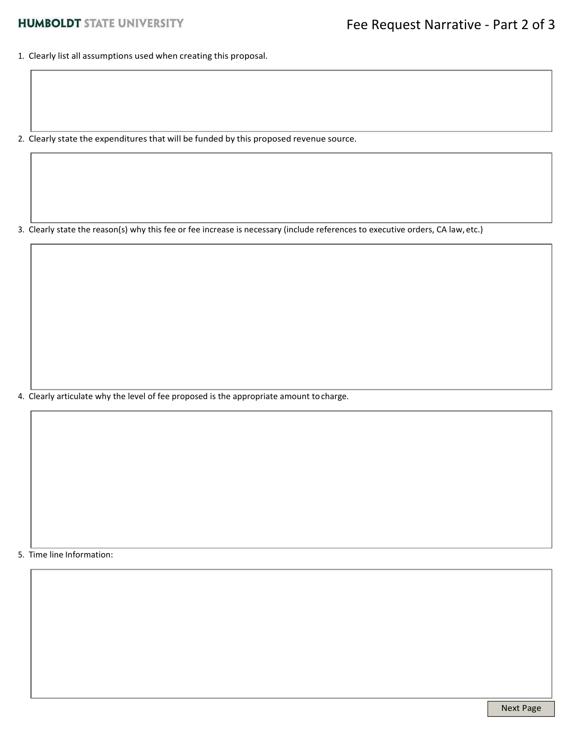# Fee Request Narrative - Part 2 of 3

1. Clearly list all assumptions used when creating this proposal.

2. Clearly state the expenditures that will be funded by this proposed revenue source.

3. Clearly state the reason(s) why this fee or fee increase is necessary (include references to executive orders, CA law, etc.)

4. Clearly articulate why the level of fee proposed is the appropriate amount to charge.

5. Time line Information:

Next Page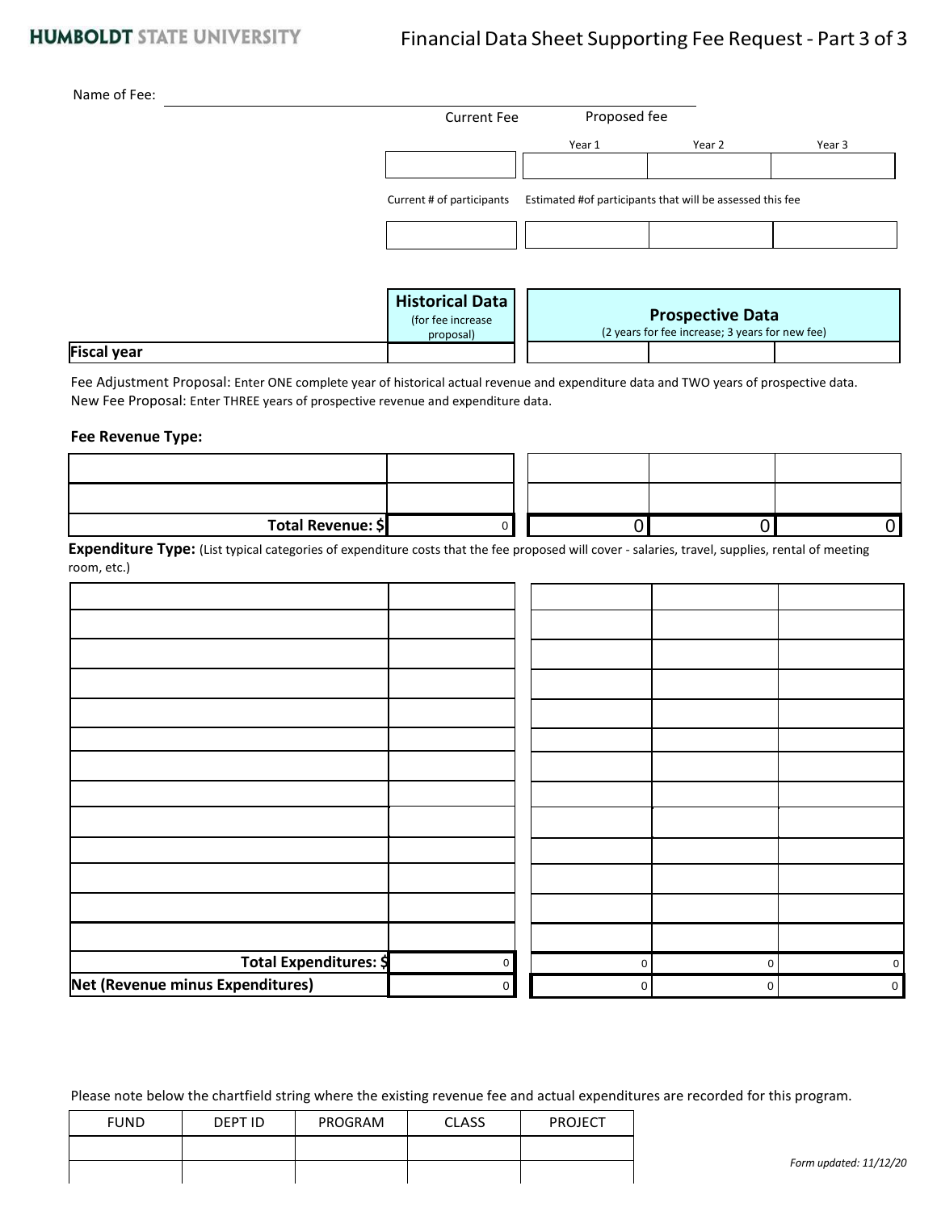**HUMBOLDT STATE UNIVERSITY**

# Financial Data Sheet Supporting Fee Request - Part 3 of 3

Name of Fee: ______________________________

| Current Fee | Proposed fee Year 1 | Year 2 | Year 3 |
|---|---|---|---|
| | | | |

| Current # of participants | Estimated #of participants that will be assessed this fee | | |
|---|---|---|---|
| | | | |

| | Historical Data (for fee increase proposal) | Prospective Data (2 years for fee increase; 3 years for new fee) | | |
|---|---|---|---|---|
| **Fiscal year** | | | | |

Fee Adjustment Proposal: Enter ONE complete year of historical actual revenue and expenditure data and TWO years of prospective data.
New Fee Proposal: Enter THREE years of prospective revenue and expenditure data.

**Fee Revenue Type:**

| | | | | |
|---|---|---|---|---|
| | | | | |
| | | | | |
| **Total Revenue: $** | 0 | 0 | 0 | 0 |

**Expenditure Type:** (List typical categories of expenditure costs that the fee proposed will cover - salaries, travel, supplies, rental of meeting room, etc.)

| | | | | |
|---|---|---|---|---|
| | | | | |
| | | | | |
| | | | | |
| | | | | |
| | | | | |
| | | | | |
| | | | | |
| | | | | |
| | | | | |
| | | | | |
| | | | | |
| | | | | |
| | | | | |
| **Total Expenditures: $** | 0 | 0 | 0 | 0 |
| **Net (Revenue minus Expenditures)** | 0 | 0 | 0 | 0 |

Please note below the chartfield string where the existing revenue fee and actual expenditures are recorded for this program.

| FUND | DEPT ID | PROGRAM | CLASS | PROJECT |
|---|---|---|---|---|
| | | | | |
| | | | | |

*Form updated: 11/12/20*